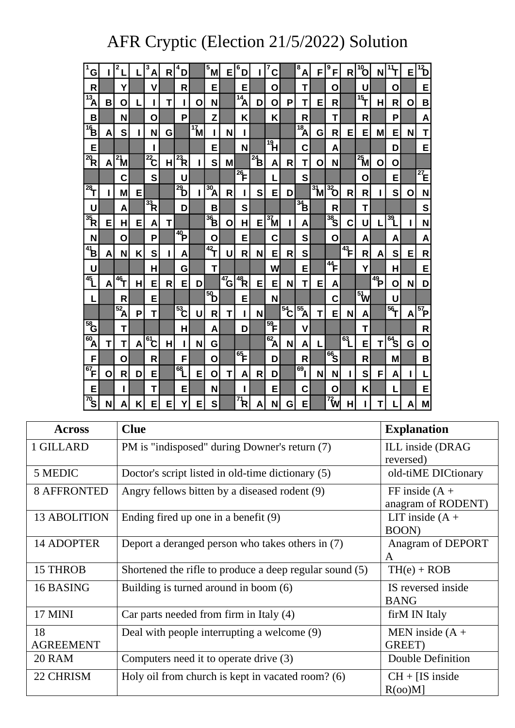# AFR Cryptic (Election 21/5/2022) Solution

| 1 G | I | 2 L | L | 3 A | R | 4 D | ■ | 5 M | E | 6 D | I | 7 C | ■ | 8 A | F | 9 F | R | 10 O | N | 11 T | E | 12 D |
|---|---|---|---|---|---|---|---|---|---|---|---|---|---|---|---|---|---|---|---|---|---|---|
| R | ■ | Y | ■ | V | ■ | R | ■ | E | ■ | E | ■ | O | ■ | T | ■ | O | ■ | U | ■ | O | ■ | E |
| 13 A | B | O | L | I | T | I | O | N | ■ | 14 A | D | O | P | T | E | R | ■ | 15 T | H | R | O | B |
| B | ■ | N | ■ | O | ■ | P | ■ | Z | ■ | K | ■ | K | ■ | R | ■ | T | ■ | R | ■ | P | ■ | A |
| 16 B | A | S | I | N | G | ■ | 17 M | I | N | I | ■ | ■ | ■ | 18 A | G | R | E | E | M | E | N | T |
| E | ■ | ■ | ■ | I | ■ | ■ | ■ | E | ■ | N | ■ | 19 H | ■ | C | ■ | A | ■ | ■ | ■ | D | ■ | E |
| 20 R | A | 21 M | ■ | 22 C | H | 23 R | I | S | M | ■ | 24 B | A | R | T | O | N | ■ | 25 M | O | O | ■ | ■ |
| ■ | ■ | C | ■ | S | ■ | U | ■ | ■ | ■ | 26 F | ■ | L | ■ | S | ■ | ■ | ■ | O | ■ | E | ■ | 27 E |
| 28 T | I | M | E | ■ | ■ | 29 D | I | 30 A | R | I | S | E | D | ■ | 31 M | 32 O | R | R | I | S | O | N |
| U | ■ | A | ■ | 33 R | ■ | D | ■ | B | ■ | S | ■ | ■ | ■ | 34 B | ■ | R | ■ | T | ■ | ■ | ■ | S |
| 35 R | E | H | E | A | T | ■ | ■ | 36 B | O | H | E | 37 M | I | A | ■ | 38 S | C | U | L | 39 L | I | N |
| N | ■ | O | ■ | P | ■ | 40 P | ■ | O | ■ | E | ■ | C | ■ | S | ■ | O | ■ | A | ■ | A | ■ | A |
| 41 B | A | N | K | S | I | A | ■ | 42 T | U | R | N | E | R | S | ■ | ■ | 43 F | R | A | S | E | R |
| U | ■ | ■ | ■ | H | ■ | G | ■ | T | ■ | ■ | ■ | W | ■ | E | ■ | 44 F | ■ | Y | ■ | H | ■ | E |
| 45 L | A | 46 T | H | E | R | E | D | ■ | 47 G | 48 R | E | E | N | T | E | A | ■ | ■ | 49 P | O | N | D |
| L | ■ | R | ■ | E | ■ | ■ | ■ | 50 D | ■ | E | ■ | N | ■ | ■ | ■ | C | ■ | 51 W | ■ | U | ■ | ■ |
| ■ | ■ | 52 A | P | T | ■ | 53 C | U | R | T | I | N | ■ | 54 C | 55 A | T | E | N | A | ■ | 56 T | A | 57 P |
| 58 G | ■ | T | ■ | ■ | ■ | H | ■ | A | ■ | D | ■ | 59 F | ■ | V | ■ | ■ | ■ | T | ■ | ■ | ■ | R |
| 60 A | T | T | A | 61 C | H | I | N | G | ■ | ■ | ■ | 62 A | N | A | L | ■ | 63 L | E | T | 64 S | G | O |
| F | ■ | O | ■ | R | ■ | F | ■ | O | ■ | 65 F | ■ | D | ■ | R | ■ | 66 S | ■ | R | ■ | M | ■ | B |
| 67 F | O | R | D | E | ■ | 68 L | E | O | T | A | R | D | ■ | 69 I | N | N | I | S | F | A | I | L |
| E | ■ | I | ■ | T | ■ | E | ■ | N | ■ | I | ■ | E | ■ | C | ■ | O | ■ | K | ■ | L | ■ | E |
| 70 S | N | A | K | E | E | Y | E | S | ■ | 71 R | A | N | G | E | ■ | 72 W | H | I | T | L | A | M |

| Across | Clue | Explanation |
|---|---|---|
| 1 GILLARD | PM is "indisposed" during Downer's return (7) | ILL inside (DRAG reversed) |
| 5 MEDIC | Doctor's script listed in old-time dictionary (5) | old-tiME DICtionary |
| 8 AFFRONTED | Angry fellows bitten by a diseased rodent (9) | FF inside (A + anagram of RODENT) |
| 13 ABOLITION | Ending fired up one in a benefit (9) | LIT inside (A + BOON) |
| 14 ADOPTER | Deport a deranged person who takes others in (7) | Anagram of DEPORT A |
| 15 THROB | Shortened the rifle to produce a deep regular sound (5) | TH(e) + ROB |
| 16 BASING | Building is turned around in boom (6) | IS reversed inside BANG |
| 17 MINI | Car parts needed from firm in Italy (4) | firM IN Italy |
| 18 AGREEMENT | Deal with people interrupting a welcome (9) | MEN inside (A + GREET) |
| 20 RAM | Computers need it to operate drive (3) | Double Definition |
| 22 CHRISM | Holy oil from church is kept in vacated room? (6) | CH + [IS inside R(oo)M] |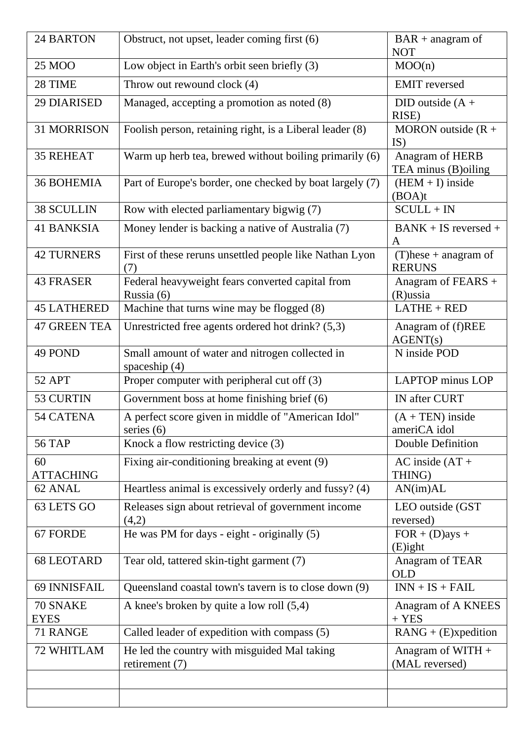| | | |
|---|---|---|
| 24 BARTON | Obstruct, not upset, leader coming first (6) | BAR + anagram of NOT |
| 25 MOO | Low object in Earth's orbit seen briefly (3) | MOO(n) |
| 28 TIME | Throw out rewound clock (4) | EMIT reversed |
| 29 DIARISED | Managed, accepting a promotion as noted (8) | DID outside (A + RISE) |
| 31 MORRISON | Foolish person, retaining right, is a Liberal leader (8) | MORON outside (R + IS) |
| 35 REHEAT | Warm up herb tea, brewed without boiling primarily (6) | Anagram of HERB TEA minus (B)oiling |
| 36 BOHEMIA | Part of Europe's border, one checked by boat largely (7) | (HEM + I) inside (BOA)t |
| 38 SCULLIN | Row with elected parliamentary bigwig (7) | SCULL + IN |
| 41 BANKSIA | Money lender is backing a native of Australia (7) | BANK + IS reversed + A |
| 42 TURNERS | First of these reruns unsettled people like Nathan Lyon (7) | (T)hese + anagram of RERUNS |
| 43 FRASER | Federal heavyweight fears converted capital from Russia (6) | Anagram of FEARS + (R)ussia |
| 45 LATHERED | Machine that turns wine may be flogged (8) | LATHE + RED |
| 47 GREEN TEA | Unrestricted free agents ordered hot drink? (5,3) | Anagram of (f)REE AGENT(s) |
| 49 POND | Small amount of water and nitrogen collected in spaceship (4) | N inside POD |
| 52 APT | Proper computer with peripheral cut off (3) | LAPTOP minus LOP |
| 53 CURTIN | Government boss at home finishing brief (6) | IN after CURT |
| 54 CATENA | A perfect score given in middle of "American Idol" series (6) | (A + TEN) inside ameriCA idol |
| 56 TAP | Knock a flow restricting device (3) | Double Definition |
| 60 ATTACHING | Fixing air-conditioning breaking at event (9) | AC inside (AT + THING) |
| 62 ANAL | Heartless animal is excessively orderly and fussy? (4) | AN(im)AL |
| 63 LETS GO | Releases sign about retrieval of government income (4,2) | LEO outside (GST reversed) |
| 67 FORDE | He was PM for days - eight - originally (5) | FOR + (D)ays + (E)ight |
| 68 LEOTARD | Tear old, tattered skin-tight garment (7) | Anagram of TEAR OLD |
| 69 INNISFAIL | Queensland coastal town's tavern is to close down (9) | INN + IS + FAIL |
| 70 SNAKE EYES | A knee's broken by quite a low roll (5,4) | Anagram of A KNEES + YES |
| 71 RANGE | Called leader of expedition with compass (5) | RANG + (E)xpedition |
| 72 WHITLAM | He led the country with misguided Mal taking retirement (7) | Anagram of WITH + (MAL reversed) |
| | | |
| | | |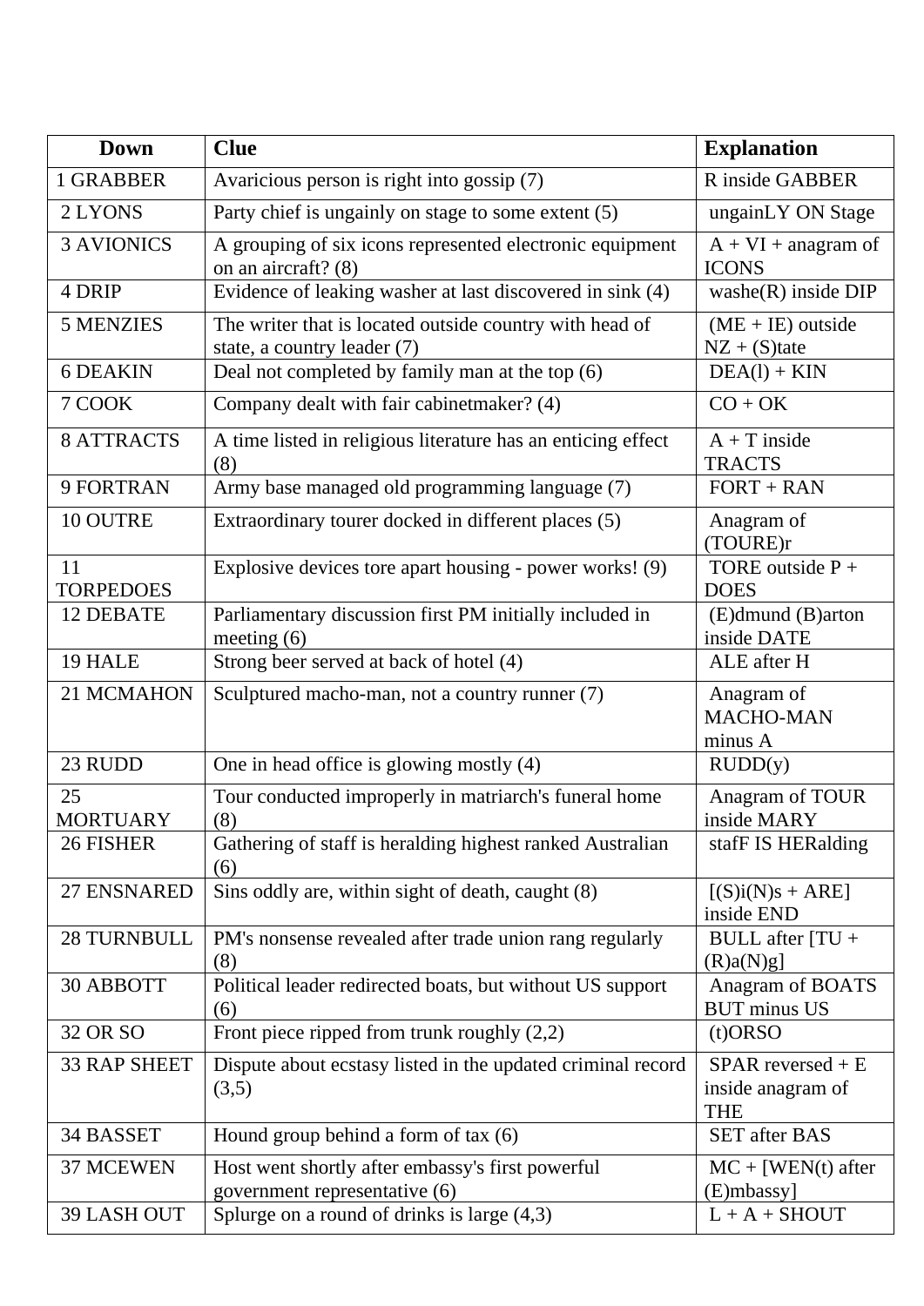| Down | Clue | Explanation |
|---|---|---|
| 1 GRABBER | Avaricious person is right into gossip (7) | R inside GABBER |
| 2 LYONS | Party chief is ungainly on stage to some extent (5) | ungainLY ON Stage |
| 3 AVIONICS | A grouping of six icons represented electronic equipment on an aircraft? (8) | A + VI + anagram of ICONS |
| 4 DRIP | Evidence of leaking washer at last discovered in sink (4) | washe(R) inside DIP |
| 5 MENZIES | The writer that is located outside country with head of state, a country leader (7) | (ME + IE) outside NZ + (S)tate |
| 6 DEAKIN | Deal not completed by family man at the top (6) | DEA(l) + KIN |
| 7 COOK | Company dealt with fair cabinetmaker? (4) | CO + OK |
| 8 ATTRACTS | A time listed in religious literature has an enticing effect (8) | A + T inside TRACTS |
| 9 FORTRAN | Army base managed old programming language (7) | FORT + RAN |
| 10 OUTRE | Extraordinary tourer docked in different places (5) | Anagram of (TOURE)r |
| 11 TORPEDOES | Explosive devices tore apart housing - power works! (9) | TORE outside P + DOES |
| 12 DEBATE | Parliamentary discussion first PM initially included in meeting (6) | (E)dmund (B)arton inside DATE |
| 19 HALE | Strong beer served at back of hotel (4) | ALE after H |
| 21 MCMAHON | Sculptured macho-man, not a country runner (7) | Anagram of MACHO-MAN minus A |
| 23 RUDD | One in head office is glowing mostly (4) | RUDD(y) |
| 25 MORTUARY | Tour conducted improperly in matriarch's funeral home (8) | Anagram of TOUR inside MARY |
| 26 FISHER | Gathering of staff is heralding highest ranked Australian (6) | stafF IS HERalding |
| 27 ENSNARED | Sins oddly are, within sight of death, caught (8) | [(S)i(N)s + ARE] inside END |
| 28 TURNBULL | PM's nonsense revealed after trade union rang regularly (8) | BULL after [TU + (R)a(N)g] |
| 30 ABBOTT | Political leader redirected boats, but without US support (6) | Anagram of BOATS BUT minus US |
| 32 OR SO | Front piece ripped from trunk roughly (2,2) | (t)ORSO |
| 33 RAP SHEET | Dispute about ecstasy listed in the updated criminal record (3,5) | SPAR reversed + E inside anagram of THE |
| 34 BASSET | Hound group behind a form of tax (6) | SET after BAS |
| 37 MCEWEN | Host went shortly after embassy's first powerful government representative (6) | MC + [WEN(t) after (E)mbassy] |
| 39 LASH OUT | Splurge on a round of drinks is large (4,3) | L + A + SHOUT |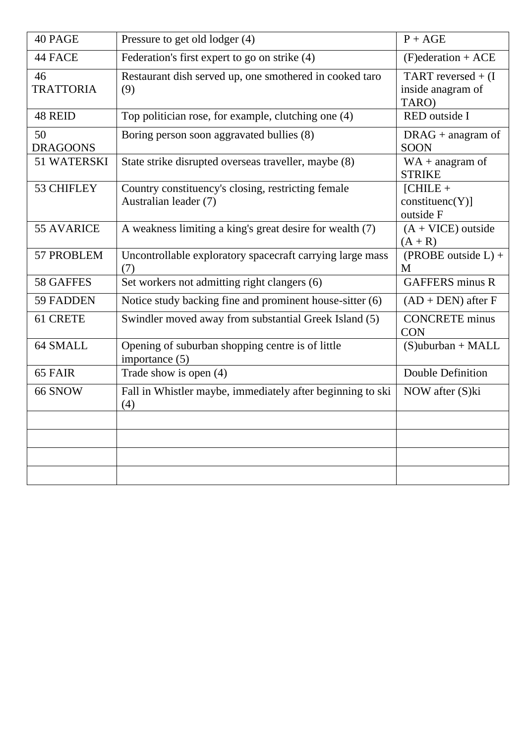| | | |
|---|---|---|
| 40 PAGE | Pressure to get old lodger (4) | P + AGE |
| 44 FACE | Federation's first expert to go on strike (4) | (F)ederation + ACE |
| 46 TRATTORIA | Restaurant dish served up, one smothered in cooked taro (9) | TART reversed + (I inside anagram of TARO) |
| 48 REID | Top politician rose, for example, clutching one (4) | RED outside I |
| 50 DRAGOONS | Boring person soon aggravated bullies (8) | DRAG + anagram of SOON |
| 51 WATERSKI | State strike disrupted overseas traveller, maybe (8) | WA + anagram of STRIKE |
| 53 CHIFLEY | Country constituency's closing, restricting female Australian leader (7) | [CHILE + constituenc(Y)] outside F |
| 55 AVARICE | A weakness limiting a king's great desire for wealth (7) | (A + VICE) outside (A + R) |
| 57 PROBLEM | Uncontrollable exploratory spacecraft carrying large mass (7) | (PROBE outside L) + M |
| 58 GAFFES | Set workers not admitting right clangers (6) | GAFFERS minus R |
| 59 FADDEN | Notice study backing fine and prominent house-sitter (6) | (AD + DEN) after F |
| 61 CRETE | Swindler moved away from substantial Greek Island (5) | CONCRETE minus CON |
| 64 SMALL | Opening of suburban shopping centre is of little importance (5) | (S)uburban + MALL |
| 65 FAIR | Trade show is open (4) | Double Definition |
| 66 SNOW | Fall in Whistler maybe, immediately after beginning to ski (4) | NOW after (S)ki |
| | | |
| | | |
| | | |
| | | |